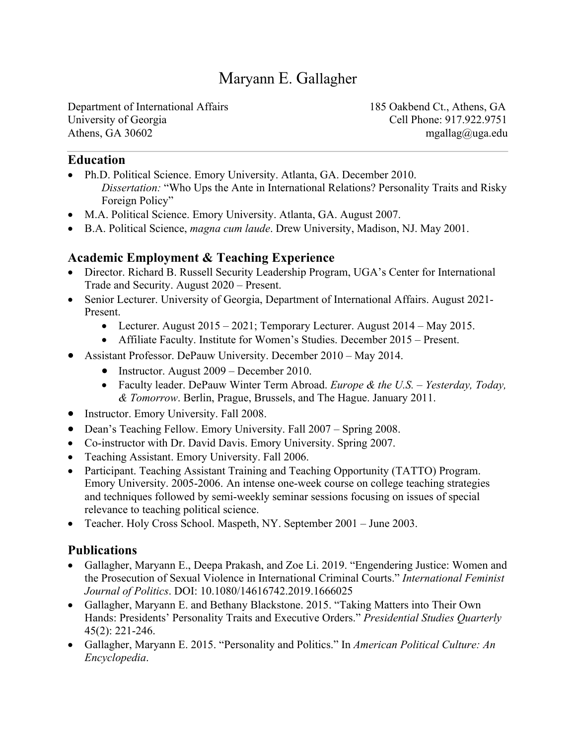# Maryann E. Gallagher

Department of International Affairs
University of Georgia
Athens, GA 30602

185 Oakbend Ct., Athens, GA
Cell Phone: 917.922.9751
mgallag@uga.edu

## Education

- Ph.D. Political Science. Emory University. Atlanta, GA. December 2010.
  *Dissertation:* "Who Ups the Ante in International Relations? Personality Traits and Risky Foreign Policy"
- M.A. Political Science. Emory University. Atlanta, GA. August 2007.
- B.A. Political Science, *magna cum laude*. Drew University, Madison, NJ. May 2001.

## Academic Employment & Teaching Experience

- Director. Richard B. Russell Security Leadership Program, UGA's Center for International Trade and Security. August 2020 – Present.
- Senior Lecturer. University of Georgia, Department of International Affairs. August 2021-Present.
  - Lecturer. August 2015 – 2021; Temporary Lecturer. August 2014 – May 2015.
  - Affiliate Faculty. Institute for Women's Studies. December 2015 – Present.
- Assistant Professor. DePauw University. December 2010 – May 2014.
  - Instructor. August 2009 – December 2010.
  - Faculty leader. DePauw Winter Term Abroad. *Europe & the U.S. – Yesterday, Today, & Tomorrow*. Berlin, Prague, Brussels, and The Hague. January 2011.
- Instructor. Emory University. Fall 2008.
- Dean's Teaching Fellow. Emory University. Fall 2007 – Spring 2008.
- Co-instructor with Dr. David Davis. Emory University. Spring 2007.
- Teaching Assistant. Emory University. Fall 2006.
- Participant. Teaching Assistant Training and Teaching Opportunity (TATTO) Program. Emory University. 2005-2006. An intense one-week course on college teaching strategies and techniques followed by semi-weekly seminar sessions focusing on issues of special relevance to teaching political science.
- Teacher. Holy Cross School. Maspeth, NY. September 2001 – June 2003.

## Publications

- Gallagher, Maryann E., Deepa Prakash, and Zoe Li. 2019. "Engendering Justice: Women and the Prosecution of Sexual Violence in International Criminal Courts." *International Feminist Journal of Politics*. DOI: 10.1080/14616742.2019.1666025
- Gallagher, Maryann E. and Bethany Blackstone. 2015. "Taking Matters into Their Own Hands: Presidents' Personality Traits and Executive Orders." *Presidential Studies Quarterly* 45(2): 221-246.
- Gallagher, Maryann E. 2015. "Personality and Politics." In *American Political Culture: An Encyclopedia*.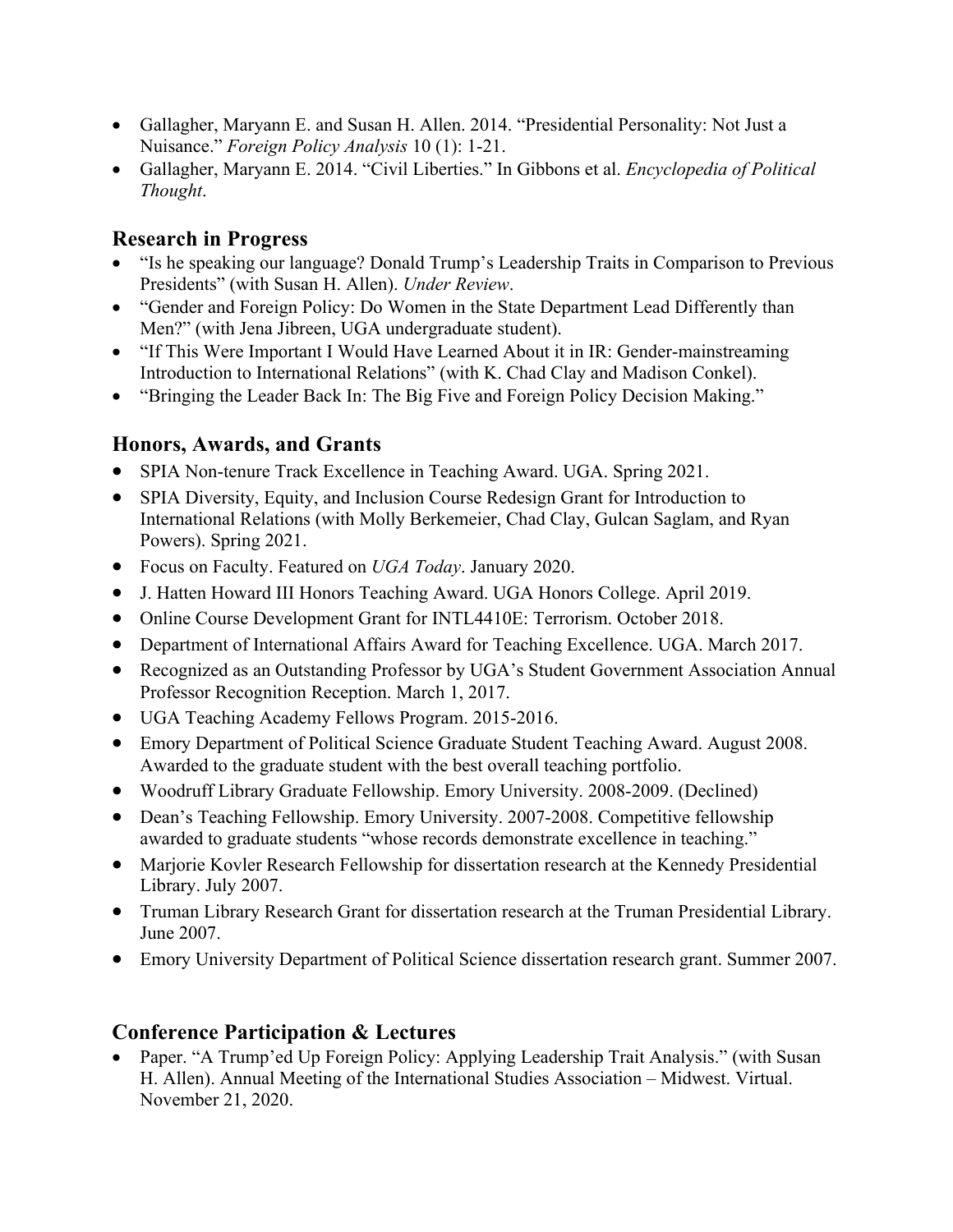- Gallagher, Maryann E. and Susan H. Allen. 2014. "Presidential Personality: Not Just a Nuisance." *Foreign Policy Analysis* 10 (1): 1-21.
- Gallagher, Maryann E. 2014. "Civil Liberties." In Gibbons et al. *Encyclopedia of Political Thought*.

## Research in Progress

- "Is he speaking our language? Donald Trump's Leadership Traits in Comparison to Previous Presidents" (with Susan H. Allen). *Under Review*.
- "Gender and Foreign Policy: Do Women in the State Department Lead Differently than Men?" (with Jena Jibreen, UGA undergraduate student).
- "If This Were Important I Would Have Learned About it in IR: Gender-mainstreaming Introduction to International Relations" (with K. Chad Clay and Madison Conkel).
- "Bringing the Leader Back In: The Big Five and Foreign Policy Decision Making."

## Honors, Awards, and Grants

- SPIA Non-tenure Track Excellence in Teaching Award. UGA. Spring 2021.
- SPIA Diversity, Equity, and Inclusion Course Redesign Grant for Introduction to International Relations (with Molly Berkemeier, Chad Clay, Gulcan Saglam, and Ryan Powers). Spring 2021.
- Focus on Faculty. Featured on *UGA Today*. January 2020.
- J. Hatten Howard III Honors Teaching Award. UGA Honors College. April 2019.
- Online Course Development Grant for INTL4410E: Terrorism. October 2018.
- Department of International Affairs Award for Teaching Excellence. UGA. March 2017.
- Recognized as an Outstanding Professor by UGA's Student Government Association Annual Professor Recognition Reception. March 1, 2017.
- UGA Teaching Academy Fellows Program. 2015-2016.
- Emory Department of Political Science Graduate Student Teaching Award. August 2008. Awarded to the graduate student with the best overall teaching portfolio.
- Woodruff Library Graduate Fellowship. Emory University. 2008-2009. (Declined)
- Dean's Teaching Fellowship. Emory University. 2007-2008. Competitive fellowship awarded to graduate students "whose records demonstrate excellence in teaching."
- Marjorie Kovler Research Fellowship for dissertation research at the Kennedy Presidential Library. July 2007.
- Truman Library Research Grant for dissertation research at the Truman Presidential Library. June 2007.
- Emory University Department of Political Science dissertation research grant. Summer 2007.

## Conference Participation & Lectures

- Paper. "A Trump'ed Up Foreign Policy: Applying Leadership Trait Analysis." (with Susan H. Allen). Annual Meeting of the International Studies Association – Midwest. Virtual. November 21, 2020.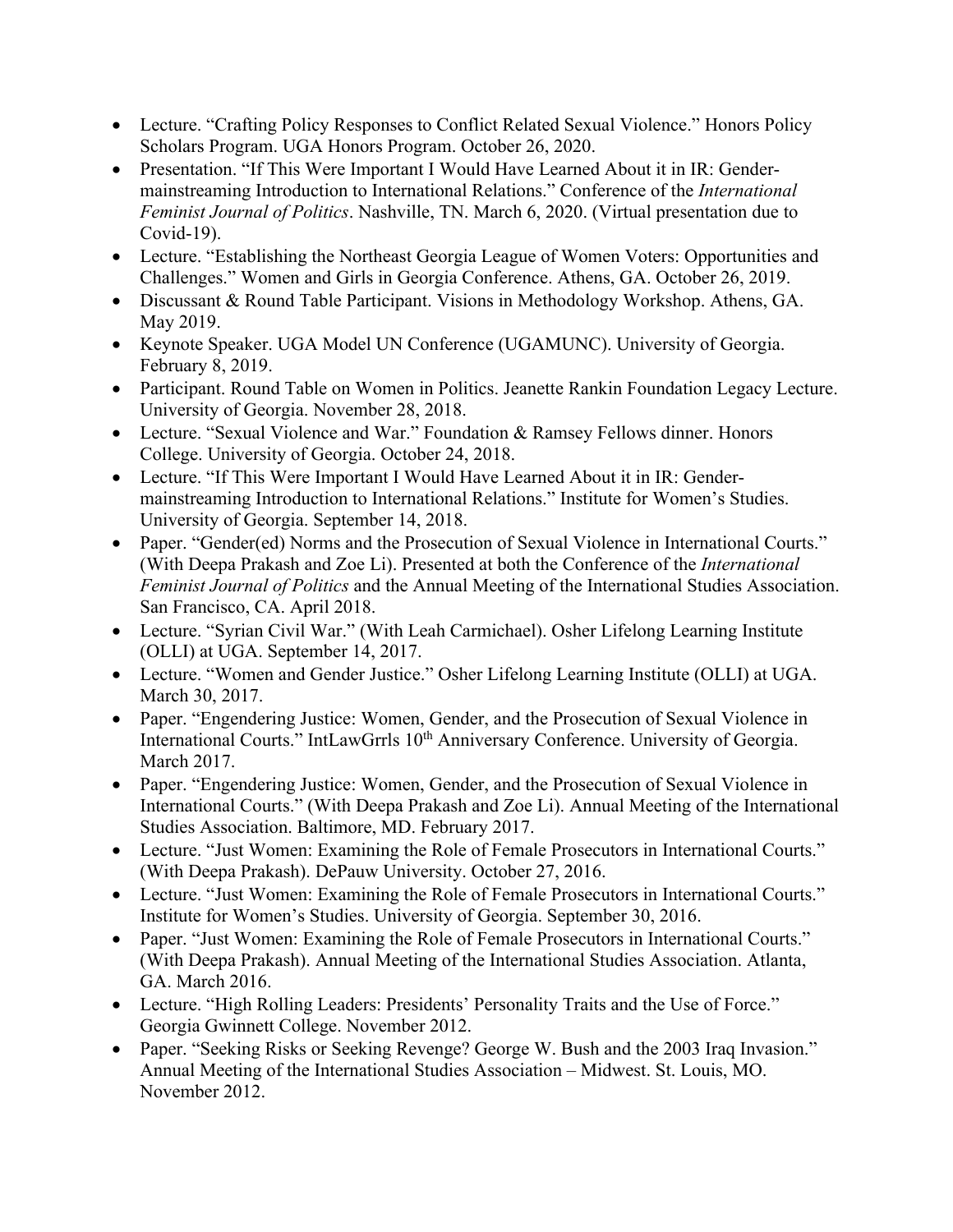- Lecture. "Crafting Policy Responses to Conflict Related Sexual Violence." Honors Policy Scholars Program. UGA Honors Program. October 26, 2020.
- Presentation. "If This Were Important I Would Have Learned About it in IR: Gender-mainstreaming Introduction to International Relations." Conference of the *International Feminist Journal of Politics*. Nashville, TN. March 6, 2020. (Virtual presentation due to Covid-19).
- Lecture. "Establishing the Northeast Georgia League of Women Voters: Opportunities and Challenges." Women and Girls in Georgia Conference. Athens, GA. October 26, 2019.
- Discussant & Round Table Participant. Visions in Methodology Workshop. Athens, GA. May 2019.
- Keynote Speaker. UGA Model UN Conference (UGAMUNC). University of Georgia. February 8, 2019.
- Participant. Round Table on Women in Politics. Jeanette Rankin Foundation Legacy Lecture. University of Georgia. November 28, 2018.
- Lecture. "Sexual Violence and War." Foundation & Ramsey Fellows dinner. Honors College. University of Georgia. October 24, 2018.
- Lecture. "If This Were Important I Would Have Learned About it in IR: Gender-mainstreaming Introduction to International Relations." Institute for Women's Studies. University of Georgia. September 14, 2018.
- Paper. "Gender(ed) Norms and the Prosecution of Sexual Violence in International Courts." (With Deepa Prakash and Zoe Li). Presented at both the Conference of the *International Feminist Journal of Politics* and the Annual Meeting of the International Studies Association. San Francisco, CA. April 2018.
- Lecture. "Syrian Civil War." (With Leah Carmichael). Osher Lifelong Learning Institute (OLLI) at UGA. September 14, 2017.
- Lecture. "Women and Gender Justice." Osher Lifelong Learning Institute (OLLI) at UGA. March 30, 2017.
- Paper. "Engendering Justice: Women, Gender, and the Prosecution of Sexual Violence in International Courts." IntLawGrrls 10th Anniversary Conference. University of Georgia. March 2017.
- Paper. "Engendering Justice: Women, Gender, and the Prosecution of Sexual Violence in International Courts." (With Deepa Prakash and Zoe Li). Annual Meeting of the International Studies Association. Baltimore, MD. February 2017.
- Lecture. "Just Women: Examining the Role of Female Prosecutors in International Courts." (With Deepa Prakash). DePauw University. October 27, 2016.
- Lecture. "Just Women: Examining the Role of Female Prosecutors in International Courts." Institute for Women's Studies. University of Georgia. September 30, 2016.
- Paper. "Just Women: Examining the Role of Female Prosecutors in International Courts." (With Deepa Prakash). Annual Meeting of the International Studies Association. Atlanta, GA. March 2016.
- Lecture. "High Rolling Leaders: Presidents' Personality Traits and the Use of Force." Georgia Gwinnett College. November 2012.
- Paper. "Seeking Risks or Seeking Revenge? George W. Bush and the 2003 Iraq Invasion." Annual Meeting of the International Studies Association – Midwest. St. Louis, MO. November 2012.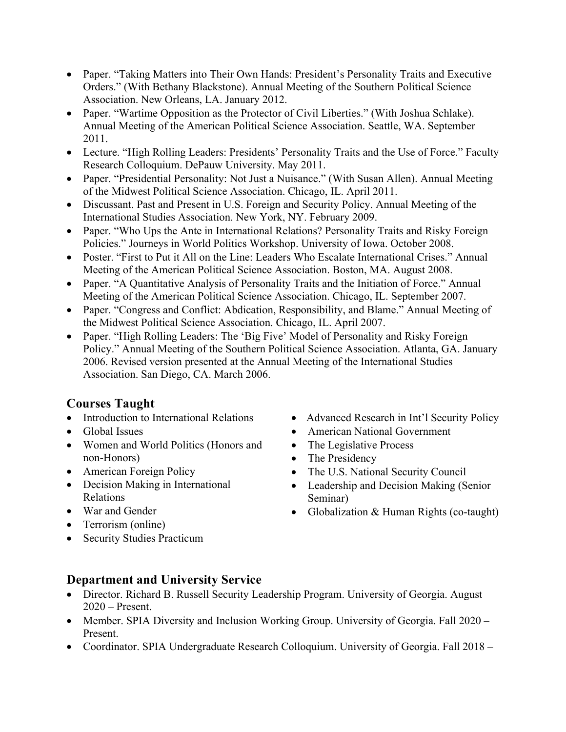- Paper. "Taking Matters into Their Own Hands: President's Personality Traits and Executive Orders." (With Bethany Blackstone). Annual Meeting of the Southern Political Science Association. New Orleans, LA. January 2012.
- Paper. "Wartime Opposition as the Protector of Civil Liberties." (With Joshua Schlake). Annual Meeting of the American Political Science Association. Seattle, WA. September 2011.
- Lecture. "High Rolling Leaders: Presidents' Personality Traits and the Use of Force." Faculty Research Colloquium. DePauw University. May 2011.
- Paper. "Presidential Personality: Not Just a Nuisance." (With Susan Allen). Annual Meeting of the Midwest Political Science Association. Chicago, IL. April 2011.
- Discussant. Past and Present in U.S. Foreign and Security Policy. Annual Meeting of the International Studies Association. New York, NY. February 2009.
- Paper. "Who Ups the Ante in International Relations? Personality Traits and Risky Foreign Policies." Journeys in World Politics Workshop. University of Iowa. October 2008.
- Poster. "First to Put it All on the Line: Leaders Who Escalate International Crises." Annual Meeting of the American Political Science Association. Boston, MA. August 2008.
- Paper. "A Quantitative Analysis of Personality Traits and the Initiation of Force." Annual Meeting of the American Political Science Association. Chicago, IL. September 2007.
- Paper. "Congress and Conflict: Abdication, Responsibility, and Blame." Annual Meeting of the Midwest Political Science Association. Chicago, IL. April 2007.
- Paper. "High Rolling Leaders: The 'Big Five' Model of Personality and Risky Foreign Policy." Annual Meeting of the Southern Political Science Association. Atlanta, GA. January 2006. Revised version presented at the Annual Meeting of the International Studies Association. San Diego, CA. March 2006.

## Courses Taught

- Introduction to International Relations
- Global Issues
- Women and World Politics (Honors and non-Honors)
- American Foreign Policy
- Decision Making in International Relations
- War and Gender
- Terrorism (online)
- Security Studies Practicum
- Advanced Research in Int'l Security Policy
- American National Government
- The Legislative Process
- The Presidency
- The U.S. National Security Council
- Leadership and Decision Making (Senior Seminar)
- Globalization & Human Rights (co-taught)

## Department and University Service

- Director. Richard B. Russell Security Leadership Program. University of Georgia. August 2020 – Present.
- Member. SPIA Diversity and Inclusion Working Group. University of Georgia. Fall 2020 – Present.
- Coordinator. SPIA Undergraduate Research Colloquium. University of Georgia. Fall 2018 –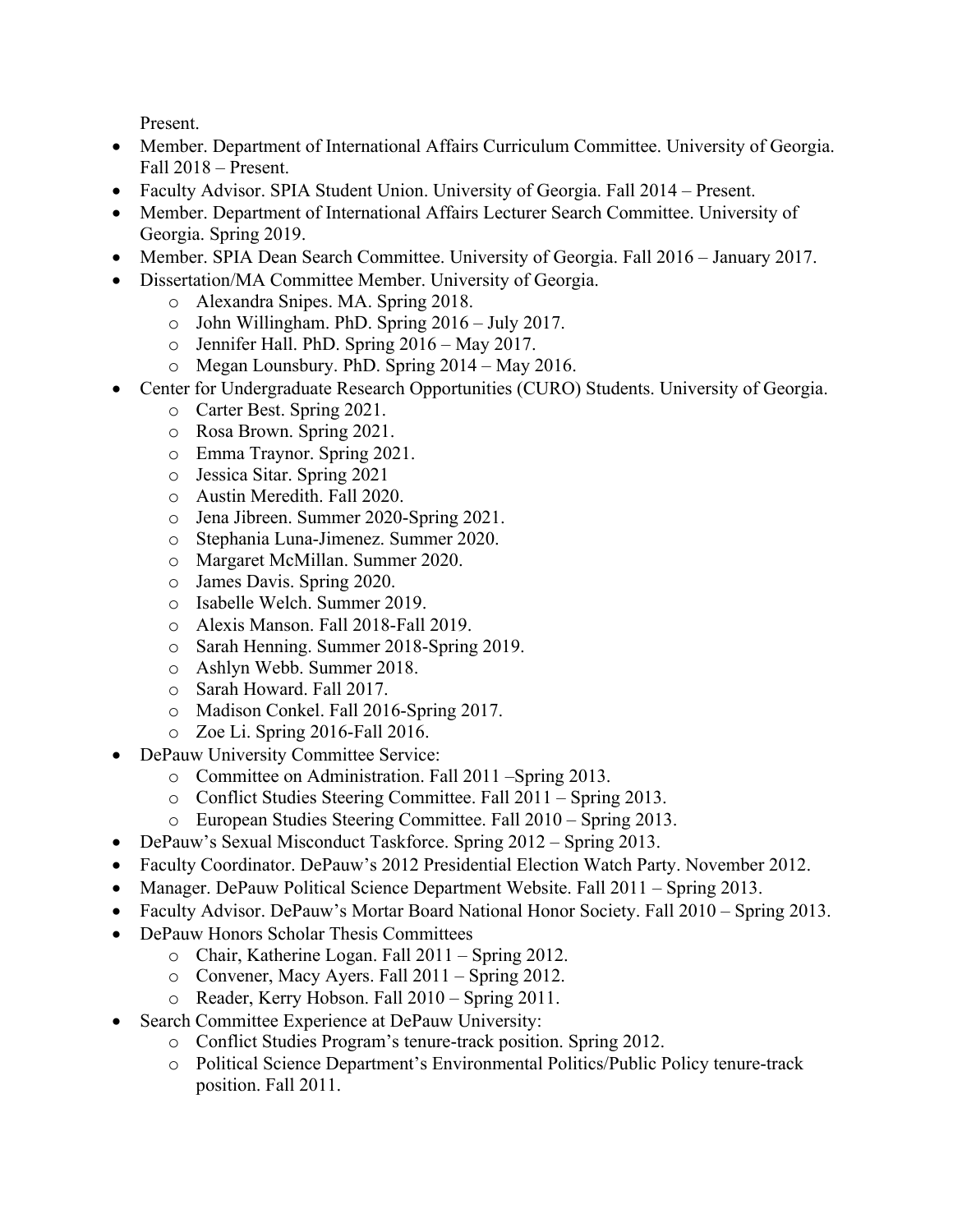Present.

- Member. Department of International Affairs Curriculum Committee. University of Georgia. Fall 2018 – Present.
- Faculty Advisor. SPIA Student Union. University of Georgia. Fall 2014 – Present.
- Member. Department of International Affairs Lecturer Search Committee. University of Georgia. Spring 2019.
- Member. SPIA Dean Search Committee. University of Georgia. Fall 2016 – January 2017.
- Dissertation/MA Committee Member. University of Georgia.
  - Alexandra Snipes. MA. Spring 2018.
  - John Willingham. PhD. Spring 2016 – July 2017.
  - Jennifer Hall. PhD. Spring 2016 – May 2017.
  - Megan Lounsbury. PhD. Spring 2014 – May 2016.
- Center for Undergraduate Research Opportunities (CURO) Students. University of Georgia.
  - Carter Best. Spring 2021.
  - Rosa Brown. Spring 2021.
  - Emma Traynor. Spring 2021.
  - Jessica Sitar. Spring 2021
  - Austin Meredith. Fall 2020.
  - Jena Jibreen. Summer 2020-Spring 2021.
  - Stephania Luna-Jimenez. Summer 2020.
  - Margaret McMillan. Summer 2020.
  - James Davis. Spring 2020.
  - Isabelle Welch. Summer 2019.
  - Alexis Manson. Fall 2018-Fall 2019.
  - Sarah Henning. Summer 2018-Spring 2019.
  - Ashlyn Webb. Summer 2018.
  - Sarah Howard. Fall 2017.
  - Madison Conkel. Fall 2016-Spring 2017.
  - Zoe Li. Spring 2016-Fall 2016.
- DePauw University Committee Service:
  - Committee on Administration. Fall 2011 –Spring 2013.
  - Conflict Studies Steering Committee. Fall 2011 – Spring 2013.
  - European Studies Steering Committee. Fall 2010 – Spring 2013.
- DePauw's Sexual Misconduct Taskforce. Spring 2012 – Spring 2013.
- Faculty Coordinator. DePauw's 2012 Presidential Election Watch Party. November 2012.
- Manager. DePauw Political Science Department Website. Fall 2011 – Spring 2013.
- Faculty Advisor. DePauw's Mortar Board National Honor Society. Fall 2010 – Spring 2013.
- DePauw Honors Scholar Thesis Committees
  - Chair, Katherine Logan. Fall 2011 – Spring 2012.
  - Convener, Macy Ayers. Fall 2011 – Spring 2012.
  - Reader, Kerry Hobson. Fall 2010 – Spring 2011.
- Search Committee Experience at DePauw University:
  - Conflict Studies Program's tenure-track position. Spring 2012.
  - Political Science Department's Environmental Politics/Public Policy tenure-track position. Fall 2011.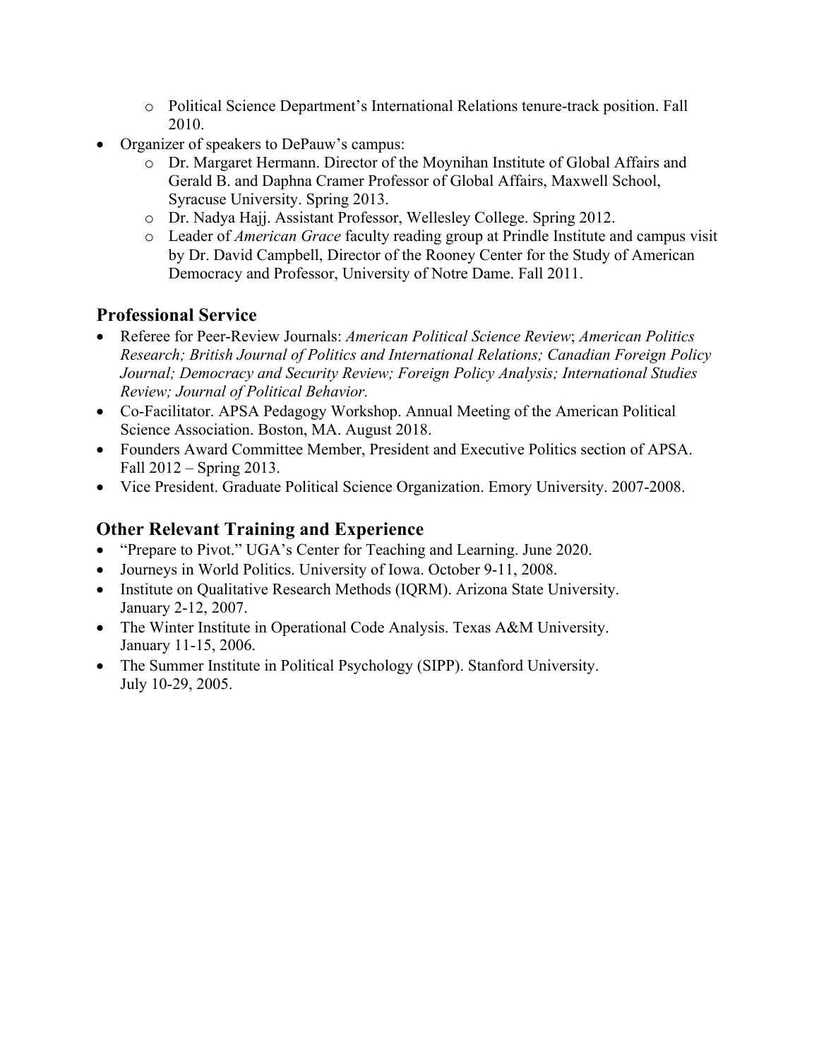- Political Science Department's International Relations tenure-track position. Fall 2010.
- Organizer of speakers to DePauw's campus:
    - Dr. Margaret Hermann. Director of the Moynihan Institute of Global Affairs and Gerald B. and Daphna Cramer Professor of Global Affairs, Maxwell School, Syracuse University. Spring 2013.
    - Dr. Nadya Hajj. Assistant Professor, Wellesley College. Spring 2012.
    - Leader of *American Grace* faculty reading group at Prindle Institute and campus visit by Dr. David Campbell, Director of the Rooney Center for the Study of American Democracy and Professor, University of Notre Dame. Fall 2011.

## Professional Service

- Referee for Peer-Review Journals: *American Political Science Review*; *American Politics Research; British Journal of Politics and International Relations; Canadian Foreign Policy Journal; Democracy and Security Review; Foreign Policy Analysis; International Studies Review; Journal of Political Behavior.*
- Co-Facilitator. APSA Pedagogy Workshop. Annual Meeting of the American Political Science Association. Boston, MA. August 2018.
- Founders Award Committee Member, President and Executive Politics section of APSA. Fall 2012 – Spring 2013.
- Vice President. Graduate Political Science Organization. Emory University. 2007-2008.

## Other Relevant Training and Experience

- "Prepare to Pivot." UGA's Center for Teaching and Learning. June 2020.
- Journeys in World Politics. University of Iowa. October 9-11, 2008.
- Institute on Qualitative Research Methods (IQRM). Arizona State University. January 2-12, 2007.
- The Winter Institute in Operational Code Analysis. Texas A&M University. January 11-15, 2006.
- The Summer Institute in Political Psychology (SIPP). Stanford University. July 10-29, 2005.